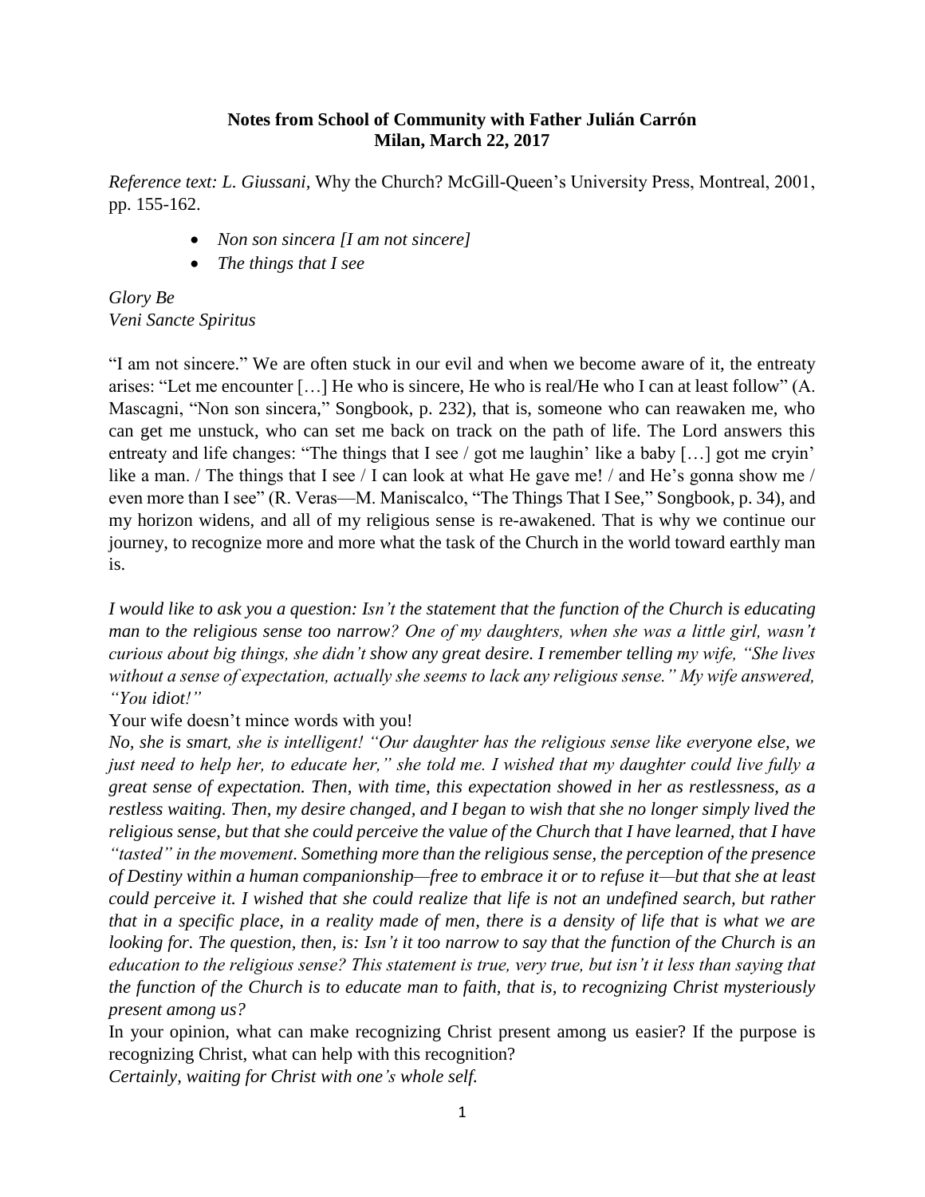**Notes from School of Community with Father Julián Carrón**
**Milan, March 22, 2017**

*Reference text: L. Giussani,* Why the Church? McGill-Queen's University Press, Montreal, 2001, pp. 155-162.

- *Non son sincera [I am not sincere]*
- *The things that I see*

*Glory Be*
*Veni Sancte Spiritus*

"I am not sincere." We are often stuck in our evil and when we become aware of it, the entreaty arises: "Let me encounter […] He who is sincere, He who is real/He who I can at least follow" (A. Mascagni, "Non son sincera," Songbook, p. 232), that is, someone who can reawaken me, who can get me unstuck, who can set me back on track on the path of life. The Lord answers this entreaty and life changes: "The things that I see / got me laughin' like a baby […] got me cryin' like a man. / The things that I see / I can look at what He gave me! / and He's gonna show me / even more than I see" (R. Veras—M. Maniscalco, "The Things That I See," Songbook, p. 34), and my horizon widens, and all of my religious sense is re-awakened. That is why we continue our journey, to recognize more and more what the task of the Church in the world toward earthly man is.

*I would like to ask you a question: Isn't the statement that the function of the Church is educating man to the religious sense too narrow? One of my daughters, when she was a little girl, wasn't curious about big things, she didn't show any great desire. I remember telling my wife, "She lives without a sense of expectation, actually she seems to lack any religious sense." My wife answered, "You idiot!"*

Your wife doesn't mince words with you!

*No, she is smart, she is intelligent! "Our daughter has the religious sense like everyone else, we just need to help her, to educate her," she told me. I wished that my daughter could live fully a great sense of expectation. Then, with time, this expectation showed in her as restlessness, as a restless waiting. Then, my desire changed, and I began to wish that she no longer simply lived the religious sense, but that she could perceive the value of the Church that I have learned, that I have "tasted" in the movement. Something more than the religious sense, the perception of the presence of Destiny within a human companionship—free to embrace it or to refuse it—but that she at least could perceive it. I wished that she could realize that life is not an undefined search, but rather that in a specific place, in a reality made of men, there is a density of life that is what we are looking for. The question, then, is: Isn't it too narrow to say that the function of the Church is an education to the religious sense? This statement is true, very true, but isn't it less than saying that the function of the Church is to educate man to faith, that is, to recognizing Christ mysteriously present among us?*

In your opinion, what can make recognizing Christ present among us easier? If the purpose is recognizing Christ, what can help with this recognition?

*Certainly, waiting for Christ with one's whole self.*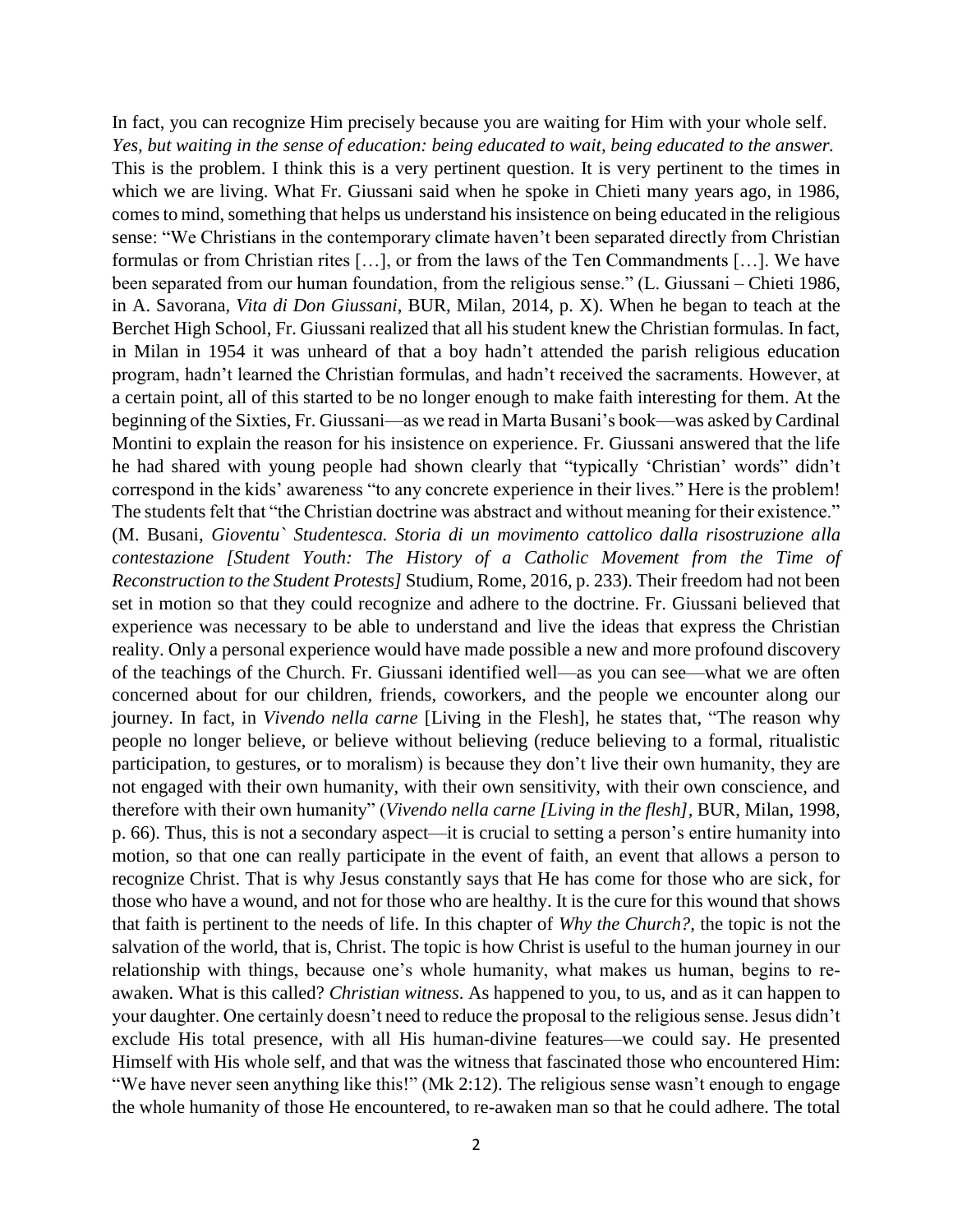In fact, you can recognize Him precisely because you are waiting for Him with your whole self.

*Yes, but waiting in the sense of education: being educated to wait, being educated to the answer.*

This is the problem. I think this is a very pertinent question. It is very pertinent to the times in which we are living. What Fr. Giussani said when he spoke in Chieti many years ago, in 1986, comes to mind, something that helps us understand his insistence on being educated in the religious sense: "We Christians in the contemporary climate haven't been separated directly from Christian formulas or from Christian rites […], or from the laws of the Ten Commandments […]. We have been separated from our human foundation, from the religious sense." (L. Giussani – Chieti 1986, in A. Savorana, *Vita di Don Giussani*, BUR, Milan, 2014, p. X). When he began to teach at the Berchet High School, Fr. Giussani realized that all his student knew the Christian formulas. In fact, in Milan in 1954 it was unheard of that a boy hadn't attended the parish religious education program, hadn't learned the Christian formulas, and hadn't received the sacraments. However, at a certain point, all of this started to be no longer enough to make faith interesting for them. At the beginning of the Sixties, Fr. Giussani—as we read in Marta Busani's book—was asked by Cardinal Montini to explain the reason for his insistence on experience. Fr. Giussani answered that the life he had shared with young people had shown clearly that "typically 'Christian' words" didn't correspond in the kids' awareness "to any concrete experience in their lives." Here is the problem! The students felt that "the Christian doctrine was abstract and without meaning for their existence." (M. Busani, *Gioventu` Studentesca. Storia di un movimento cattolico dalla risostruzione alla contestazione [Student Youth: The History of a Catholic Movement from the Time of Reconstruction to the Student Protests]* Studium, Rome, 2016, p. 233). Their freedom had not been set in motion so that they could recognize and adhere to the doctrine. Fr. Giussani believed that experience was necessary to be able to understand and live the ideas that express the Christian reality. Only a personal experience would have made possible a new and more profound discovery of the teachings of the Church. Fr. Giussani identified well—as you can see—what we are often concerned about for our children, friends, coworkers, and the people we encounter along our journey. In fact, in *Vivendo nella carne* [Living in the Flesh], he states that, "The reason why people no longer believe, or believe without believing (reduce believing to a formal, ritualistic participation, to gestures, or to moralism) is because they don't live their own humanity, they are not engaged with their own humanity, with their own sensitivity, with their own conscience, and therefore with their own humanity" (*Vivendo nella carne [Living in the flesh]*, BUR, Milan, 1998, p. 66). Thus, this is not a secondary aspect—it is crucial to setting a person's entire humanity into motion, so that one can really participate in the event of faith, an event that allows a person to recognize Christ. That is why Jesus constantly says that He has come for those who are sick, for those who have a wound, and not for those who are healthy. It is the cure for this wound that shows that faith is pertinent to the needs of life. In this chapter of *Why the Church?*, the topic is not the salvation of the world, that is, Christ. The topic is how Christ is useful to the human journey in our relationship with things, because one's whole humanity, what makes us human, begins to re-awaken. What is this called? *Christian witness*. As happened to you, to us, and as it can happen to your daughter. One certainly doesn't need to reduce the proposal to the religious sense. Jesus didn't exclude His total presence, with all His human-divine features—we could say. He presented Himself with His whole self, and that was the witness that fascinated those who encountered Him: "We have never seen anything like this!" (Mk 2:12). The religious sense wasn't enough to engage the whole humanity of those He encountered, to re-awaken man so that he could adhere. The total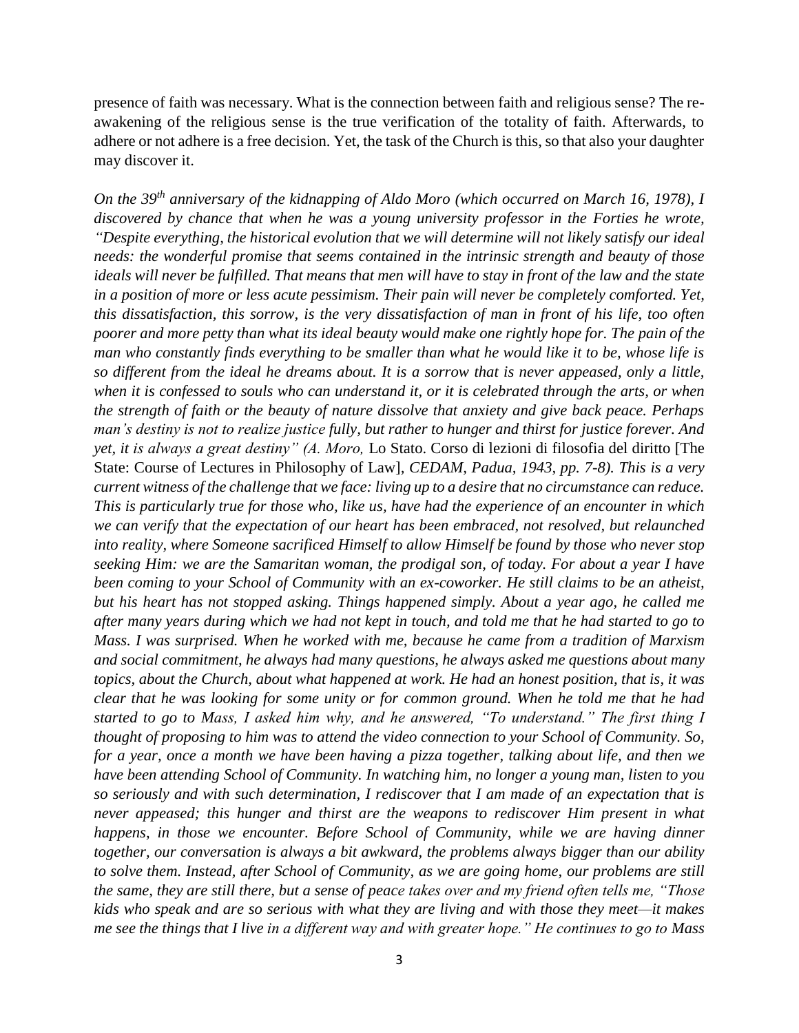presence of faith was necessary. What is the connection between faith and religious sense? The re-awakening of the religious sense is the true verification of the totality of faith. Afterwards, to adhere or not adhere is a free decision. Yet, the task of the Church is this, so that also your daughter may discover it.

*On the 39th anniversary of the kidnapping of Aldo Moro (which occurred on March 16, 1978), I discovered by chance that when he was a young university professor in the Forties he wrote, "Despite everything, the historical evolution that we will determine will not likely satisfy our ideal needs: the wonderful promise that seems contained in the intrinsic strength and beauty of those ideals will never be fulfilled. That means that men will have to stay in front of the law and the state in a position of more or less acute pessimism. Their pain will never be completely comforted. Yet, this dissatisfaction, this sorrow, is the very dissatisfaction of man in front of his life, too often poorer and more petty than what its ideal beauty would make one rightly hope for. The pain of the man who constantly finds everything to be smaller than what he would like it to be, whose life is so different from the ideal he dreams about. It is a sorrow that is never appeased, only a little, when it is confessed to souls who can understand it, or it is celebrated through the arts, or when the strength of faith or the beauty of nature dissolve that anxiety and give back peace. Perhaps man's destiny is not to realize justice fully, but rather to hunger and thirst for justice forever. And yet, it is always a great destiny" (A. Moro,* Lo Stato. Corso di lezioni di filosofia del diritto [The State: Course of Lectures in Philosophy of Law]*, CEDAM, Padua, 1943, pp. 7-8). This is a very current witness of the challenge that we face: living up to a desire that no circumstance can reduce. This is particularly true for those who, like us, have had the experience of an encounter in which we can verify that the expectation of our heart has been embraced, not resolved, but relaunched into reality, where Someone sacrificed Himself to allow Himself be found by those who never stop seeking Him: we are the Samaritan woman, the prodigal son, of today. For about a year I have been coming to your School of Community with an ex-coworker. He still claims to be an atheist, but his heart has not stopped asking. Things happened simply. About a year ago, he called me after many years during which we had not kept in touch, and told me that he had started to go to Mass. I was surprised. When he worked with me, because he came from a tradition of Marxism and social commitment, he always had many questions, he always asked me questions about many topics, about the Church, about what happened at work. He had an honest position, that is, it was clear that he was looking for some unity or for common ground. When he told me that he had started to go to Mass, I asked him why, and he answered, "To understand." The first thing I thought of proposing to him was to attend the video connection to your School of Community. So, for a year, once a month we have been having a pizza together, talking about life, and then we have been attending School of Community. In watching him, no longer a young man, listen to you so seriously and with such determination, I rediscover that I am made of an expectation that is never appeased; this hunger and thirst are the weapons to rediscover Him present in what happens, in those we encounter. Before School of Community, while we are having dinner together, our conversation is always a bit awkward, the problems always bigger than our ability to solve them. Instead, after School of Community, as we are going home, our problems are still the same, they are still there, but a sense of peace takes over and my friend often tells me, "Those kids who speak and are so serious with what they are living and with those they meet—it makes me see the things that I live in a different way and with greater hope." He continues to go to Mass*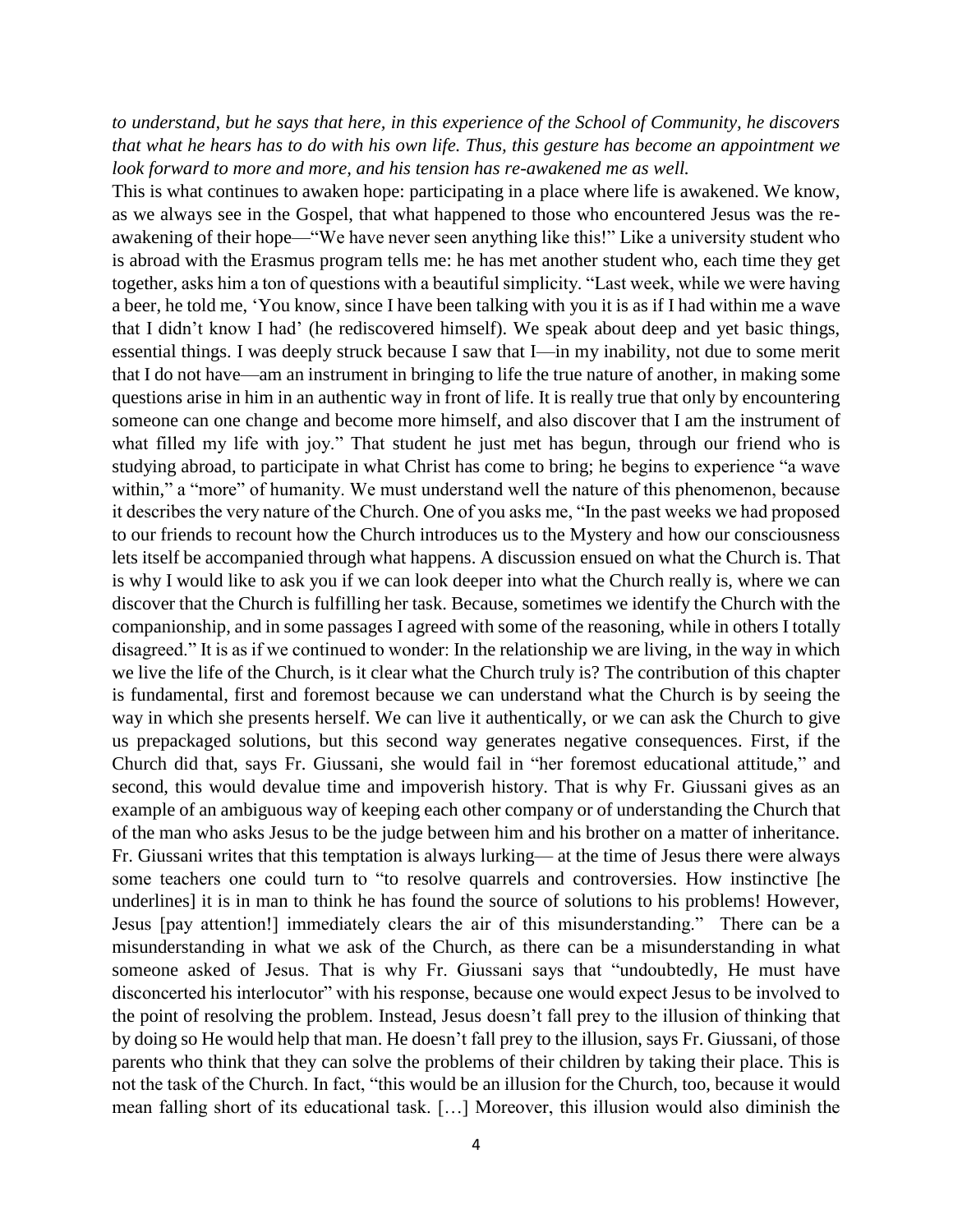*to understand, but he says that here, in this experience of the School of Community, he discovers that what he hears has to do with his own life. Thus, this gesture has become an appointment we look forward to more and more, and his tension has re-awakened me as well.*

This is what continues to awaken hope: participating in a place where life is awakened. We know, as we always see in the Gospel, that what happened to those who encountered Jesus was the re-awakening of their hope—"We have never seen anything like this!" Like a university student who is abroad with the Erasmus program tells me: he has met another student who, each time they get together, asks him a ton of questions with a beautiful simplicity. "Last week, while we were having a beer, he told me, 'You know, since I have been talking with you it is as if I had within me a wave that I didn't know I had' (he rediscovered himself). We speak about deep and yet basic things, essential things. I was deeply struck because I saw that I—in my inability, not due to some merit that I do not have—am an instrument in bringing to life the true nature of another, in making some questions arise in him in an authentic way in front of life. It is really true that only by encountering someone can one change and become more himself, and also discover that I am the instrument of what filled my life with joy." That student he just met has begun, through our friend who is studying abroad, to participate in what Christ has come to bring; he begins to experience "a wave within," a "more" of humanity. We must understand well the nature of this phenomenon, because it describes the very nature of the Church. One of you asks me, "In the past weeks we had proposed to our friends to recount how the Church introduces us to the Mystery and how our consciousness lets itself be accompanied through what happens. A discussion ensued on what the Church is. That is why I would like to ask you if we can look deeper into what the Church really is, where we can discover that the Church is fulfilling her task. Because, sometimes we identify the Church with the companionship, and in some passages I agreed with some of the reasoning, while in others I totally disagreed." It is as if we continued to wonder: In the relationship we are living, in the way in which we live the life of the Church, is it clear what the Church truly is? The contribution of this chapter is fundamental, first and foremost because we can understand what the Church is by seeing the way in which she presents herself. We can live it authentically, or we can ask the Church to give us prepackaged solutions, but this second way generates negative consequences. First, if the Church did that, says Fr. Giussani, she would fail in "her foremost educational attitude," and second, this would devalue time and impoverish history. That is why Fr. Giussani gives as an example of an ambiguous way of keeping each other company or of understanding the Church that of the man who asks Jesus to be the judge between him and his brother on a matter of inheritance. Fr. Giussani writes that this temptation is always lurking— at the time of Jesus there were always some teachers one could turn to "to resolve quarrels and controversies. How instinctive [he underlines] it is in man to think he has found the source of solutions to his problems! However, Jesus [pay attention!] immediately clears the air of this misunderstanding." There can be a misunderstanding in what we ask of the Church, as there can be a misunderstanding in what someone asked of Jesus. That is why Fr. Giussani says that "undoubtedly, He must have disconcerted his interlocutor" with his response, because one would expect Jesus to be involved to the point of resolving the problem. Instead, Jesus doesn't fall prey to the illusion of thinking that by doing so He would help that man. He doesn't fall prey to the illusion, says Fr. Giussani, of those parents who think that they can solve the problems of their children by taking their place. This is not the task of the Church. In fact, "this would be an illusion for the Church, too, because it would mean falling short of its educational task. […] Moreover, this illusion would also diminish the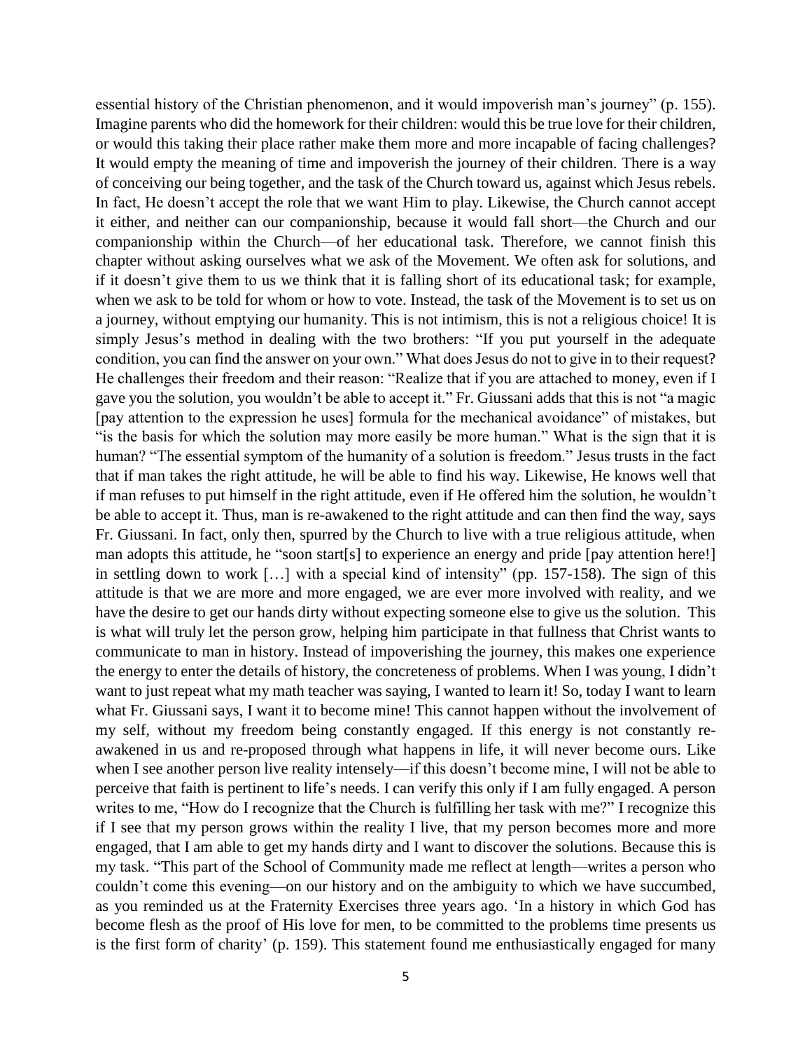essential history of the Christian phenomenon, and it would impoverish man's journey" (p. 155). Imagine parents who did the homework for their children: would this be true love for their children, or would this taking their place rather make them more and more incapable of facing challenges? It would empty the meaning of time and impoverish the journey of their children. There is a way of conceiving our being together, and the task of the Church toward us, against which Jesus rebels. In fact, He doesn't accept the role that we want Him to play. Likewise, the Church cannot accept it either, and neither can our companionship, because it would fall short—the Church and our companionship within the Church—of her educational task. Therefore, we cannot finish this chapter without asking ourselves what we ask of the Movement. We often ask for solutions, and if it doesn't give them to us we think that it is falling short of its educational task; for example, when we ask to be told for whom or how to vote. Instead, the task of the Movement is to set us on a journey, without emptying our humanity. This is not intimism, this is not a religious choice! It is simply Jesus's method in dealing with the two brothers: "If you put yourself in the adequate condition, you can find the answer on your own." What does Jesus do not to give in to their request? He challenges their freedom and their reason: "Realize that if you are attached to money, even if I gave you the solution, you wouldn't be able to accept it." Fr. Giussani adds that this is not "a magic [pay attention to the expression he uses] formula for the mechanical avoidance" of mistakes, but "is the basis for which the solution may more easily be more human." What is the sign that it is human? "The essential symptom of the humanity of a solution is freedom." Jesus trusts in the fact that if man takes the right attitude, he will be able to find his way. Likewise, He knows well that if man refuses to put himself in the right attitude, even if He offered him the solution, he wouldn't be able to accept it. Thus, man is re-awakened to the right attitude and can then find the way, says Fr. Giussani. In fact, only then, spurred by the Church to live with a true religious attitude, when man adopts this attitude, he "soon start[s] to experience an energy and pride [pay attention here!] in settling down to work […] with a special kind of intensity" (pp. 157-158). The sign of this attitude is that we are more and more engaged, we are ever more involved with reality, and we have the desire to get our hands dirty without expecting someone else to give us the solution. This is what will truly let the person grow, helping him participate in that fullness that Christ wants to communicate to man in history. Instead of impoverishing the journey, this makes one experience the energy to enter the details of history, the concreteness of problems. When I was young, I didn't want to just repeat what my math teacher was saying, I wanted to learn it! So, today I want to learn what Fr. Giussani says, I want it to become mine! This cannot happen without the involvement of my self, without my freedom being constantly engaged. If this energy is not constantly re-awakened in us and re-proposed through what happens in life, it will never become ours. Like when I see another person live reality intensely—if this doesn't become mine, I will not be able to perceive that faith is pertinent to life's needs. I can verify this only if I am fully engaged. A person writes to me, "How do I recognize that the Church is fulfilling her task with me?" I recognize this if I see that my person grows within the reality I live, that my person becomes more and more engaged, that I am able to get my hands dirty and I want to discover the solutions. Because this is my task. "This part of the School of Community made me reflect at length—writes a person who couldn't come this evening—on our history and on the ambiguity to which we have succumbed, as you reminded us at the Fraternity Exercises three years ago. 'In a history in which God has become flesh as the proof of His love for men, to be committed to the problems time presents us is the first form of charity' (p. 159). This statement found me enthusiastically engaged for many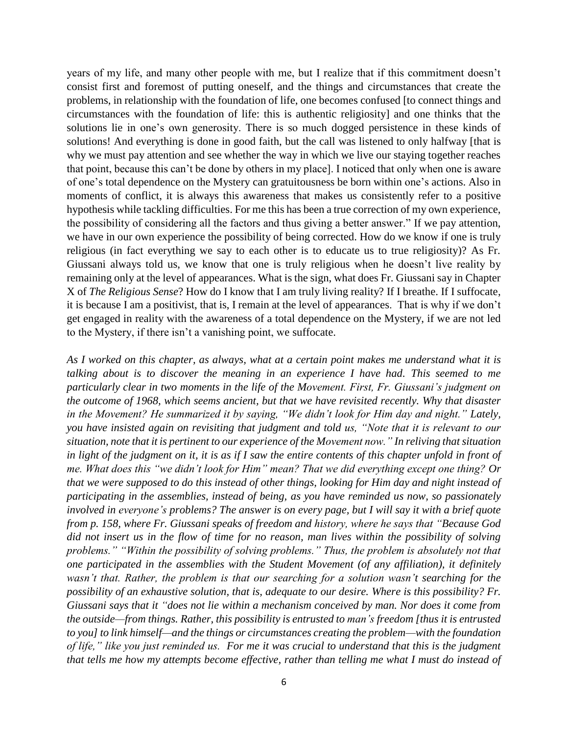years of my life, and many other people with me, but I realize that if this commitment doesn't consist first and foremost of putting oneself, and the things and circumstances that create the problems, in relationship with the foundation of life, one becomes confused [to connect things and circumstances with the foundation of life: this is authentic religiosity] and one thinks that the solutions lie in one's own generosity. There is so much dogged persistence in these kinds of solutions! And everything is done in good faith, but the call was listened to only halfway [that is why we must pay attention and see whether the way in which we live our staying together reaches that point, because this can't be done by others in my place]. I noticed that only when one is aware of one's total dependence on the Mystery can gratuitousness be born within one's actions. Also in moments of conflict, it is always this awareness that makes us consistently refer to a positive hypothesis while tackling difficulties. For me this has been a true correction of my own experience, the possibility of considering all the factors and thus giving a better answer." If we pay attention, we have in our own experience the possibility of being corrected. How do we know if one is truly religious (in fact everything we say to each other is to educate us to true religiosity)? As Fr. Giussani always told us, we know that one is truly religious when he doesn't live reality by remaining only at the level of appearances. What is the sign, what does Fr. Giussani say in Chapter X of *The Religious Sense*? How do I know that I am truly living reality? If I breathe. If I suffocate, it is because I am a positivist, that is, I remain at the level of appearances. That is why if we don't get engaged in reality with the awareness of a total dependence on the Mystery, if we are not led to the Mystery, if there isn't a vanishing point, we suffocate.

*As I worked on this chapter, as always, what at a certain point makes me understand what it is talking about is to discover the meaning in an experience I have had. This seemed to me particularly clear in two moments in the life of the Movement. First, Fr. Giussani's judgment on the outcome of 1968, which seems ancient, but that we have revisited recently. Why that disaster in the Movement? He summarized it by saying, "We didn't look for Him day and night." Lately, you have insisted again on revisiting that judgment and told us, "Note that it is relevant to our situation, note that it is pertinent to our experience of the Movement now." In reliving that situation in light of the judgment on it, it is as if I saw the entire contents of this chapter unfold in front of me. What does this "we didn't look for Him" mean? That we did everything except one thing? Or that we were supposed to do this instead of other things, looking for Him day and night instead of participating in the assemblies, instead of being, as you have reminded us now, so passionately involved in everyone's problems? The answer is on every page, but I will say it with a brief quote from p. 158, where Fr. Giussani speaks of freedom and history, where he says that "Because God did not insert us in the flow of time for no reason, man lives within the possibility of solving problems." "Within the possibility of solving problems." Thus, the problem is absolutely not that one participated in the assemblies with the Student Movement (of any affiliation), it definitely wasn't that. Rather, the problem is that our searching for a solution wasn't searching for the possibility of an exhaustive solution, that is, adequate to our desire. Where is this possibility? Fr. Giussani says that it "does not lie within a mechanism conceived by man. Nor does it come from the outside—from things. Rather, this possibility is entrusted to man's freedom [thus it is entrusted to you] to link himself—and the things or circumstances creating the problem—with the foundation of life," like you just reminded us. For me it was crucial to understand that this is the judgment that tells me how my attempts become effective, rather than telling me what I must do instead of*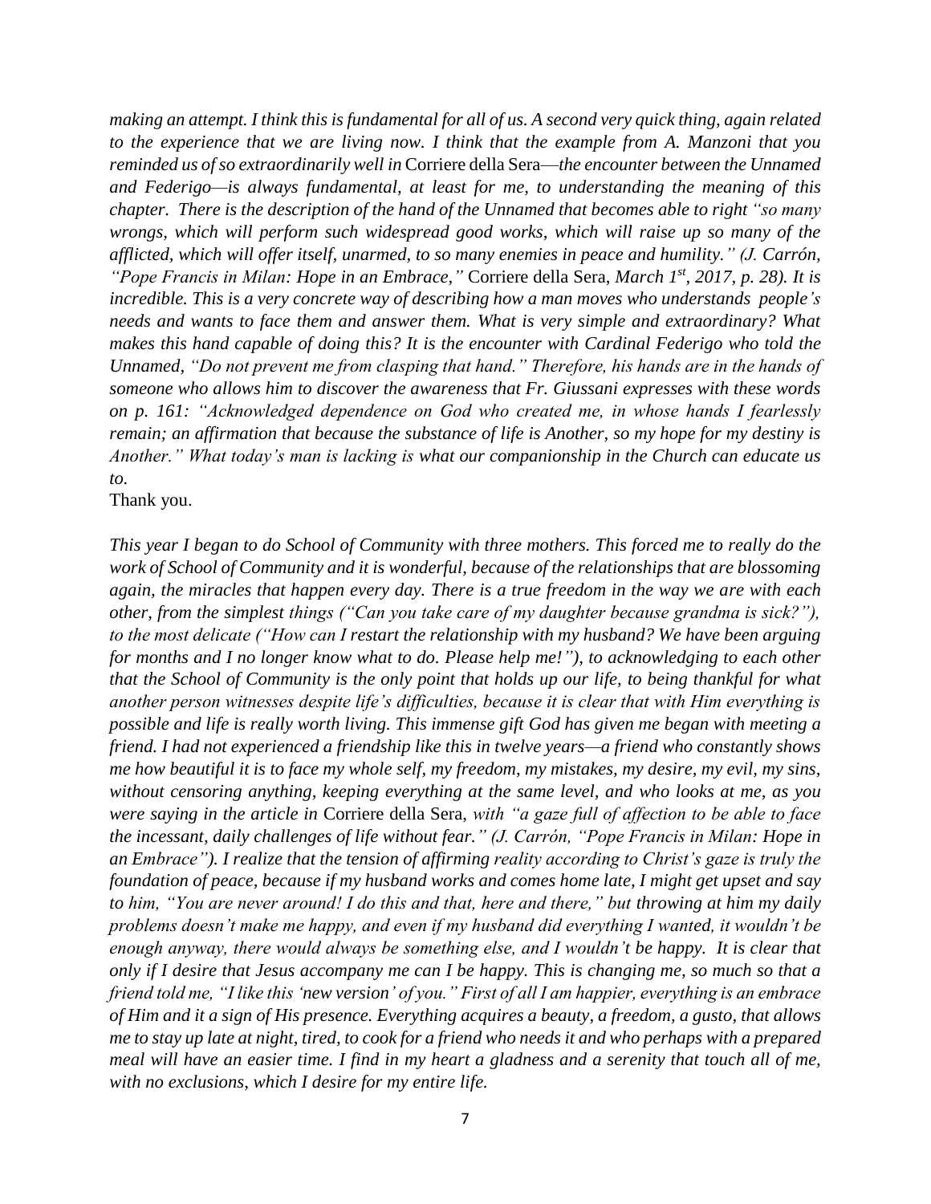*making an attempt. I think this is fundamental for all of us. A second very quick thing, again related to the experience that we are living now. I think that the example from A. Manzoni that you reminded us of so extraordinarily well in* Corriere della Sera*—the encounter between the Unnamed and Federigo—is always fundamental, at least for me, to understanding the meaning of this chapter. There is the description of the hand of the Unnamed that becomes able to right "so many wrongs, which will perform such widespread good works, which will raise up so many of the afflicted, which will offer itself, unarmed, to so many enemies in peace and humility." (J. Carrón, "Pope Francis in Milan: Hope in an Embrace,"* Corriere della Sera, *March 1st, 2017, p. 28). It is incredible. This is a very concrete way of describing how a man moves who understands people's needs and wants to face them and answer them. What is very simple and extraordinary? What makes this hand capable of doing this? It is the encounter with Cardinal Federigo who told the Unnamed, "Do not prevent me from clasping that hand." Therefore, his hands are in the hands of someone who allows him to discover the awareness that Fr. Giussani expresses with these words on p. 161: "Acknowledged dependence on God who created me, in whose hands I fearlessly remain; an affirmation that because the substance of life is Another, so my hope for my destiny is Another." What today's man is lacking is what our companionship in the Church can educate us to.*

Thank you.

*This year I began to do School of Community with three mothers. This forced me to really do the work of School of Community and it is wonderful, because of the relationships that are blossoming again, the miracles that happen every day. There is a true freedom in the way we are with each other, from the simplest things ("Can you take care of my daughter because grandma is sick?"), to the most delicate ("How can I restart the relationship with my husband? We have been arguing for months and I no longer know what to do. Please help me!"), to acknowledging to each other that the School of Community is the only point that holds up our life, to being thankful for what another person witnesses despite life's difficulties, because it is clear that with Him everything is possible and life is really worth living. This immense gift God has given me began with meeting a friend. I had not experienced a friendship like this in twelve years—a friend who constantly shows me how beautiful it is to face my whole self, my freedom, my mistakes, my desire, my evil, my sins, without censoring anything, keeping everything at the same level, and who looks at me, as you were saying in the article in* Corriere della Sera, *with "a gaze full of affection to be able to face the incessant, daily challenges of life without fear." (J. Carrón, "Pope Francis in Milan: Hope in an Embrace"). I realize that the tension of affirming reality according to Christ's gaze is truly the foundation of peace, because if my husband works and comes home late, I might get upset and say to him, "You are never around! I do this and that, here and there," but throwing at him my daily problems doesn't make me happy, and even if my husband did everything I wanted, it wouldn't be enough anyway, there would always be something else, and I wouldn't be happy. It is clear that only if I desire that Jesus accompany me can I be happy. This is changing me, so much so that a friend told me, "I like this 'new version' of you." First of all I am happier, everything is an embrace of Him and it a sign of His presence. Everything acquires a beauty, a freedom, a gusto, that allows me to stay up late at night, tired, to cook for a friend who needs it and who perhaps with a prepared meal will have an easier time. I find in my heart a gladness and a serenity that touch all of me, with no exclusions, which I desire for my entire life.*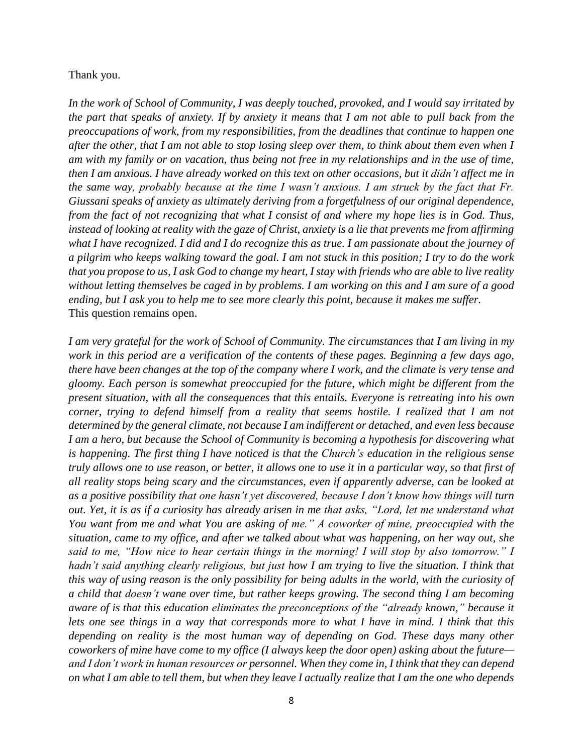Thank you.

*In the work of School of Community, I was deeply touched, provoked, and I would say irritated by the part that speaks of anxiety. If by anxiety it means that I am not able to pull back from the preoccupations of work, from my responsibilities, from the deadlines that continue to happen one after the other, that I am not able to stop losing sleep over them, to think about them even when I am with my family or on vacation, thus being not free in my relationships and in the use of time, then I am anxious. I have already worked on this text on other occasions, but it didn't affect me in the same way, probably because at the time I wasn't anxious. I am struck by the fact that Fr. Giussani speaks of anxiety as ultimately deriving from a forgetfulness of our original dependence, from the fact of not recognizing that what I consist of and where my hope lies is in God. Thus, instead of looking at reality with the gaze of Christ, anxiety is a lie that prevents me from affirming what I have recognized. I did and I do recognize this as true. I am passionate about the journey of a pilgrim who keeps walking toward the goal. I am not stuck in this position; I try to do the work that you propose to us, I ask God to change my heart, I stay with friends who are able to live reality without letting themselves be caged in by problems. I am working on this and I am sure of a good ending, but I ask you to help me to see more clearly this point, because it makes me suffer.*
This question remains open.

*I am very grateful for the work of School of Community. The circumstances that I am living in my work in this period are a verification of the contents of these pages. Beginning a few days ago, there have been changes at the top of the company where I work, and the climate is very tense and gloomy. Each person is somewhat preoccupied for the future, which might be different from the present situation, with all the consequences that this entails. Everyone is retreating into his own corner, trying to defend himself from a reality that seems hostile. I realized that I am not determined by the general climate, not because I am indifferent or detached, and even less because I am a hero, but because the School of Community is becoming a hypothesis for discovering what is happening. The first thing I have noticed is that the Church's education in the religious sense truly allows one to use reason, or better, it allows one to use it in a particular way, so that first of all reality stops being scary and the circumstances, even if apparently adverse, can be looked at as a positive possibility that one hasn't yet discovered, because I don't know how things will turn out. Yet, it is as if a curiosity has already arisen in me that asks, "Lord, let me understand what You want from me and what You are asking of me." A coworker of mine, preoccupied with the situation, came to my office, and after we talked about what was happening, on her way out, she said to me, "How nice to hear certain things in the morning! I will stop by also tomorrow." I hadn't said anything clearly religious, but just how I am trying to live the situation. I think that this way of using reason is the only possibility for being adults in the world, with the curiosity of a child that doesn't wane over time, but rather keeps growing. The second thing I am becoming aware of is that this education eliminates the preconceptions of the "already known," because it lets one see things in a way that corresponds more to what I have in mind. I think that this depending on reality is the most human way of depending on God. These days many other coworkers of mine have come to my office (I always keep the door open) asking about the future—and I don't work in human resources or personnel. When they come in, I think that they can depend on what I am able to tell them, but when they leave I actually realize that I am the one who depends*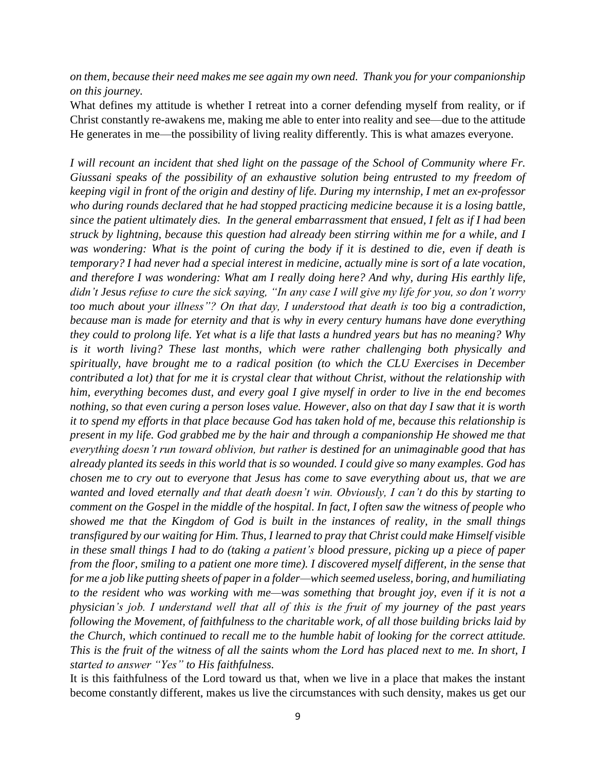*on them, because their need makes me see again my own need. Thank you for your companionship on this journey.*

What defines my attitude is whether I retreat into a corner defending myself from reality, or if Christ constantly re-awakens me, making me able to enter into reality and see—due to the attitude He generates in me—the possibility of living reality differently. This is what amazes everyone.

*I will recount an incident that shed light on the passage of the School of Community where Fr. Giussani speaks of the possibility of an exhaustive solution being entrusted to my freedom of keeping vigil in front of the origin and destiny of life. During my internship, I met an ex-professor who during rounds declared that he had stopped practicing medicine because it is a losing battle, since the patient ultimately dies. In the general embarrassment that ensued, I felt as if I had been struck by lightning, because this question had already been stirring within me for a while, and I was wondering: What is the point of curing the body if it is destined to die, even if death is temporary? I had never had a special interest in medicine, actually mine is sort of a late vocation, and therefore I was wondering: What am I really doing here? And why, during His earthly life, didn't Jesus refuse to cure the sick saying, "In any case I will give my life for you, so don't worry too much about your illness"? On that day, I understood that death is too big a contradiction, because man is made for eternity and that is why in every century humans have done everything they could to prolong life. Yet what is a life that lasts a hundred years but has no meaning? Why is it worth living? These last months, which were rather challenging both physically and spiritually, have brought me to a radical position (to which the CLU Exercises in December contributed a lot) that for me it is crystal clear that without Christ, without the relationship with him, everything becomes dust, and every goal I give myself in order to live in the end becomes nothing, so that even curing a person loses value. However, also on that day I saw that it is worth it to spend my efforts in that place because God has taken hold of me, because this relationship is present in my life. God grabbed me by the hair and through a companionship He showed me that everything doesn't run toward oblivion, but rather is destined for an unimaginable good that has already planted its seeds in this world that is so wounded. I could give so many examples. God has chosen me to cry out to everyone that Jesus has come to save everything about us, that we are wanted and loved eternally and that death doesn't win. Obviously, I can't do this by starting to comment on the Gospel in the middle of the hospital. In fact, I often saw the witness of people who showed me that the Kingdom of God is built in the instances of reality, in the small things transfigured by our waiting for Him. Thus, I learned to pray that Christ could make Himself visible in these small things I had to do (taking a patient's blood pressure, picking up a piece of paper from the floor, smiling to a patient one more time). I discovered myself different, in the sense that for me a job like putting sheets of paper in a folder—which seemed useless, boring, and humiliating to the resident who was working with me—was something that brought joy, even if it is not a physician's job. I understand well that all of this is the fruit of my journey of the past years following the Movement, of faithfulness to the charitable work, of all those building bricks laid by the Church, which continued to recall me to the humble habit of looking for the correct attitude. This is the fruit of the witness of all the saints whom the Lord has placed next to me. In short, I started to answer "Yes" to His faithfulness.*

It is this faithfulness of the Lord toward us that, when we live in a place that makes the instant become constantly different, makes us live the circumstances with such density, makes us get our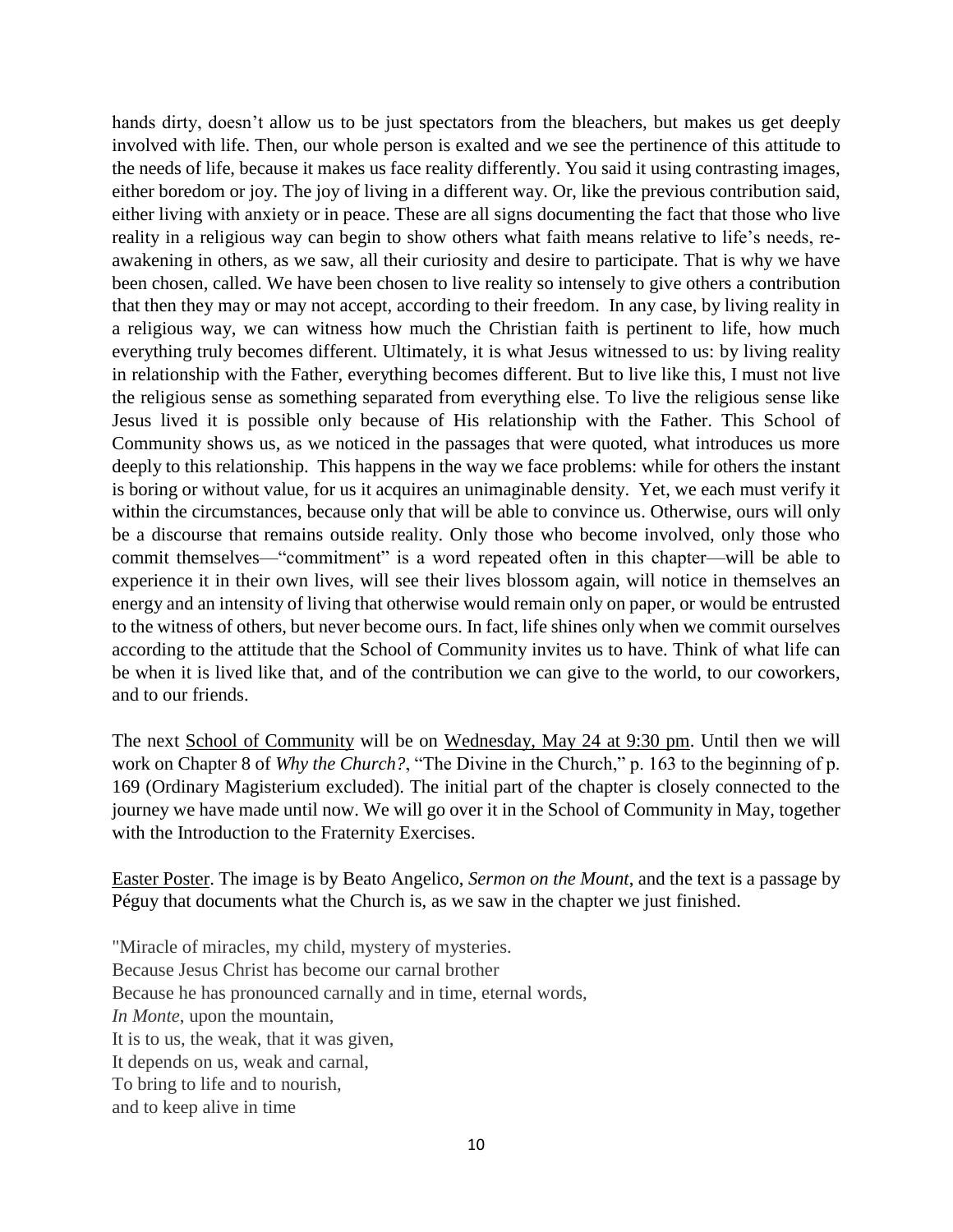hands dirty, doesn't allow us to be just spectators from the bleachers, but makes us get deeply involved with life. Then, our whole person is exalted and we see the pertinence of this attitude to the needs of life, because it makes us face reality differently. You said it using contrasting images, either boredom or joy. The joy of living in a different way. Or, like the previous contribution said, either living with anxiety or in peace. These are all signs documenting the fact that those who live reality in a religious way can begin to show others what faith means relative to life's needs, re-awakening in others, as we saw, all their curiosity and desire to participate. That is why we have been chosen, called. We have been chosen to live reality so intensely to give others a contribution that then they may or may not accept, according to their freedom. In any case, by living reality in a religious way, we can witness how much the Christian faith is pertinent to life, how much everything truly becomes different. Ultimately, it is what Jesus witnessed to us: by living reality in relationship with the Father, everything becomes different. But to live like this, I must not live the religious sense as something separated from everything else. To live the religious sense like Jesus lived it is possible only because of His relationship with the Father. This School of Community shows us, as we noticed in the passages that were quoted, what introduces us more deeply to this relationship. This happens in the way we face problems: while for others the instant is boring or without value, for us it acquires an unimaginable density. Yet, we each must verify it within the circumstances, because only that will be able to convince us. Otherwise, ours will only be a discourse that remains outside reality. Only those who become involved, only those who commit themselves—"commitment" is a word repeated often in this chapter—will be able to experience it in their own lives, will see their lives blossom again, will notice in themselves an energy and an intensity of living that otherwise would remain only on paper, or would be entrusted to the witness of others, but never become ours. In fact, life shines only when we commit ourselves according to the attitude that the School of Community invites us to have. Think of what life can be when it is lived like that, and of the contribution we can give to the world, to our coworkers, and to our friends.

The next School of Community will be on Wednesday, May 24 at 9:30 pm. Until then we will work on Chapter 8 of *Why the Church?*, "The Divine in the Church," p. 163 to the beginning of p. 169 (Ordinary Magisterium excluded). The initial part of the chapter is closely connected to the journey we have made until now. We will go over it in the School of Community in May, together with the Introduction to the Fraternity Exercises.

Easter Poster. The image is by Beato Angelico, *Sermon on the Mount*, and the text is a passage by Péguy that documents what the Church is, as we saw in the chapter we just finished.

"Miracle of miracles, my child, mystery of mysteries.
Because Jesus Christ has become our carnal brother
Because he has pronounced carnally and in time, eternal words,
*In Monte*, upon the mountain,
It is to us, the weak, that it was given,
It depends on us, weak and carnal,
To bring to life and to nourish,
and to keep alive in time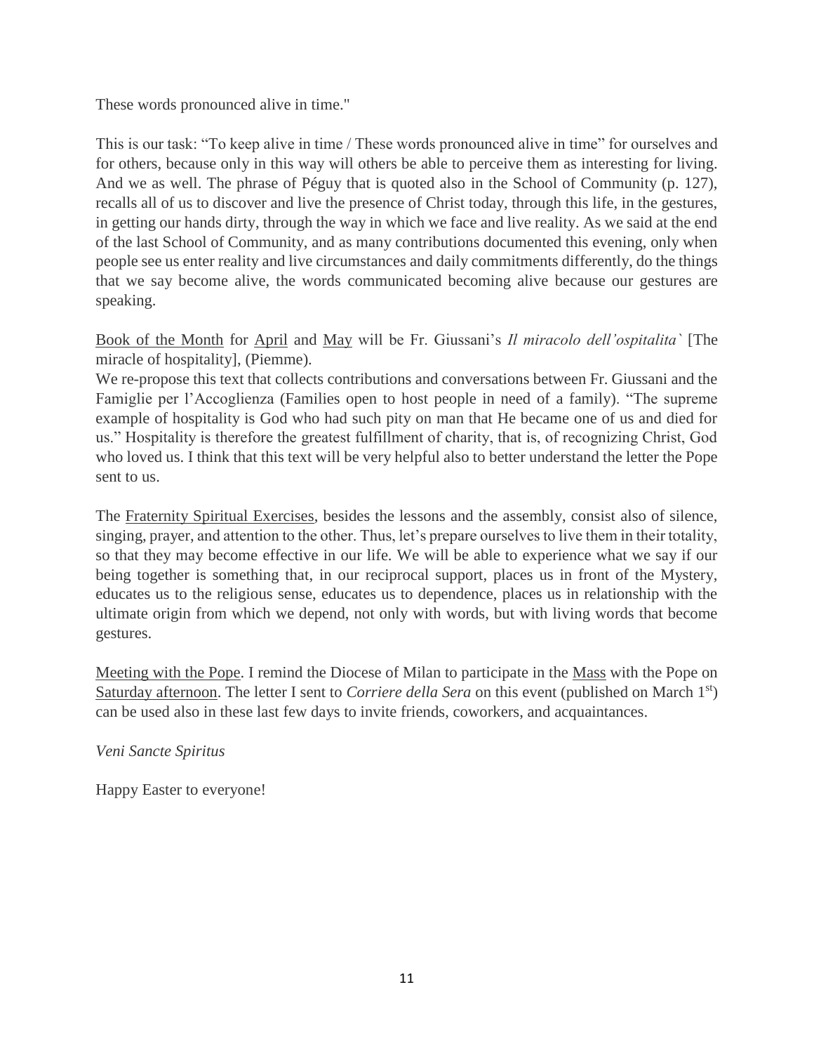These words pronounced alive in time."

This is our task: "To keep alive in time / These words pronounced alive in time" for ourselves and for others, because only in this way will others be able to perceive them as interesting for living. And we as well. The phrase of Péguy that is quoted also in the School of Community (p. 127), recalls all of us to discover and live the presence of Christ today, through this life, in the gestures, in getting our hands dirty, through the way in which we face and live reality. As we said at the end of the last School of Community, and as many contributions documented this evening, only when people see us enter reality and live circumstances and daily commitments differently, do the things that we say become alive, the words communicated becoming alive because our gestures are speaking.

<u>Book of the Month</u> for <u>April</u> and <u>May</u> will be Fr. Giussani's *Il miracolo dell'ospitalita`* [The miracle of hospitality], (Piemme).
We re-propose this text that collects contributions and conversations between Fr. Giussani and the Famiglie per l'Accoglienza (Families open to host people in need of a family). "The supreme example of hospitality is God who had such pity on man that He became one of us and died for us." Hospitality is therefore the greatest fulfillment of charity, that is, of recognizing Christ, God who loved us. I think that this text will be very helpful also to better understand the letter the Pope sent to us.

The <u>Fraternity Spiritual Exercises</u>, besides the lessons and the assembly, consist also of silence, singing, prayer, and attention to the other. Thus, let's prepare ourselves to live them in their totality, so that they may become effective in our life. We will be able to experience what we say if our being together is something that, in our reciprocal support, places us in front of the Mystery, educates us to the religious sense, educates us to dependence, places us in relationship with the ultimate origin from which we depend, not only with words, but with living words that become gestures.

<u>Meeting with the Pope</u>. I remind the Diocese of Milan to participate in the <u>Mass</u> with the Pope on <u>Saturday afternoon</u>. The letter I sent to *Corriere della Sera* on this event (published on March 1st) can be used also in these last few days to invite friends, coworkers, and acquaintances.

*Veni Sancte Spiritus*

Happy Easter to everyone!